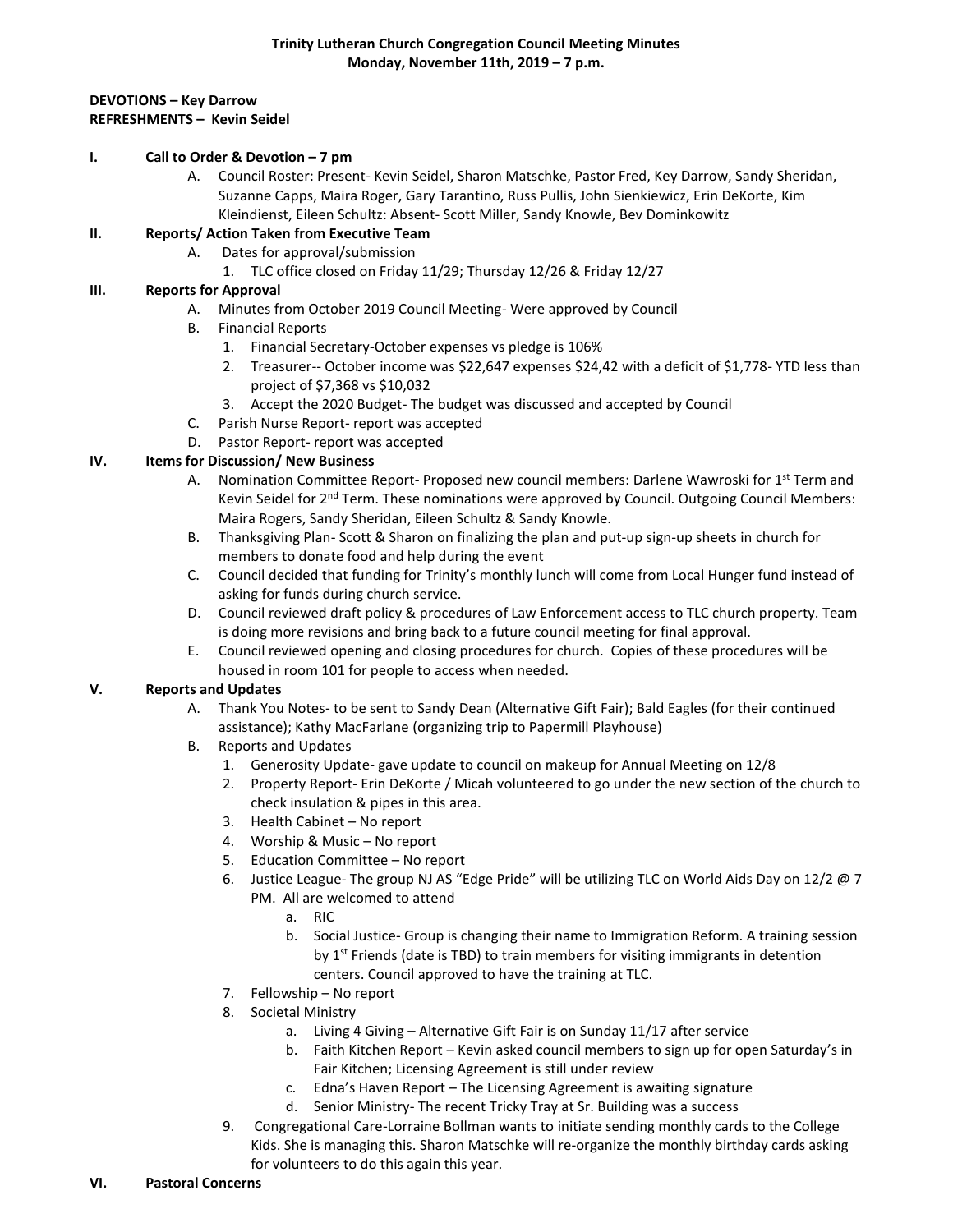**Trinity Lutheran Church Congregation Council Meeting Minutes**
**Monday, November 11th, 2019 – 7 p.m.**

**DEVOTIONS – Key Darrow**
**REFRESHMENTS – Kevin Seidel**

**I. Call to Order & Devotion – 7 pm**

A. Council Roster: Present- Kevin Seidel, Sharon Matschke, Pastor Fred, Key Darrow, Sandy Sheridan, Suzanne Capps, Maira Roger, Gary Tarantino, Russ Pullis, John Sienkiewicz, Erin DeKorte, Kim Kleindienst, Eileen Schultz: Absent- Scott Miller, Sandy Knowle, Bev Dominkowitz

**II. Reports/ Action Taken from Executive Team**

A. Dates for approval/submission
   1. TLC office closed on Friday 11/29; Thursday 12/26 & Friday 12/27

**III. Reports for Approval**

A. Minutes from October 2019 Council Meeting- Were approved by Council

B. Financial Reports
   1. Financial Secretary-October expenses vs pledge is 106%
   2. Treasurer-- October income was $22,647 expenses $24,42 with a deficit of $1,778- YTD less than project of $7,368 vs $10,032
   3. Accept the 2020 Budget- The budget was discussed and accepted by Council

C. Parish Nurse Report- report was accepted

D. Pastor Report- report was accepted

**IV. Items for Discussion/ New Business**

A. Nomination Committee Report- Proposed new council members: Darlene Wawroski for 1st Term and Kevin Seidel for 2nd Term. These nominations were approved by Council. Outgoing Council Members: Maira Rogers, Sandy Sheridan, Eileen Schultz & Sandy Knowle.

B. Thanksgiving Plan- Scott & Sharon on finalizing the plan and put-up sign-up sheets in church for members to donate food and help during the event

C. Council decided that funding for Trinity's monthly lunch will come from Local Hunger fund instead of asking for funds during church service.

D. Council reviewed draft policy & procedures of Law Enforcement access to TLC church property. Team is doing more revisions and bring back to a future council meeting for final approval.

E. Council reviewed opening and closing procedures for church. Copies of these procedures will be housed in room 101 for people to access when needed.

**V. Reports and Updates**

A. Thank You Notes- to be sent to Sandy Dean (Alternative Gift Fair); Bald Eagles (for their continued assistance); Kathy MacFarlane (organizing trip to Papermill Playhouse)

B. Reports and Updates
   1. Generosity Update- gave update to council on makeup for Annual Meeting on 12/8
   2. Property Report- Erin DeKorte / Micah volunteered to go under the new section of the church to check insulation & pipes in this area.
   3. Health Cabinet – No report
   4. Worship & Music – No report
   5. Education Committee – No report
   6. Justice League- The group NJ AS "Edge Pride" will be utilizing TLC on World Aids Day on 12/2 @ 7 PM. All are welcomed to attend
      a. RIC
      b. Social Justice- Group is changing their name to Immigration Reform. A training session by 1st Friends (date is TBD) to train members for visiting immigrants in detention centers. Council approved to have the training at TLC.
   7. Fellowship – No report
   8. Societal Ministry
      a. Living 4 Giving – Alternative Gift Fair is on Sunday 11/17 after service
      b. Faith Kitchen Report – Kevin asked council members to sign up for open Saturday's in Fair Kitchen; Licensing Agreement is still under review
      c. Edna's Haven Report – The Licensing Agreement is awaiting signature
      d. Senior Ministry- The recent Tricky Tray at Sr. Building was a success
   9. Congregational Care-Lorraine Bollman wants to initiate sending monthly cards to the College Kids. She is managing this. Sharon Matschke will re-organize the monthly birthday cards asking for volunteers to do this again this year.

**VI. Pastoral Concerns**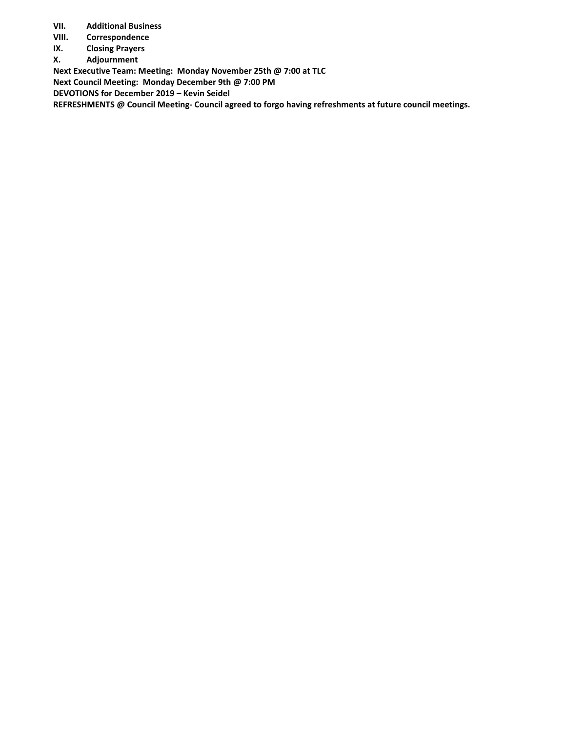**VII. Additional Business**

**VIII. Correspondence**

**IX. Closing Prayers**

**X. Adjournment**

**Next Executive Team: Meeting: Monday November 25th @ 7:00 at TLC**

**Next Council Meeting: Monday December 9th @ 7:00 PM**

**DEVOTIONS for December 2019 – Kevin Seidel**

**REFRESHMENTS @ Council Meeting- Council agreed to forgo having refreshments at future council meetings.**